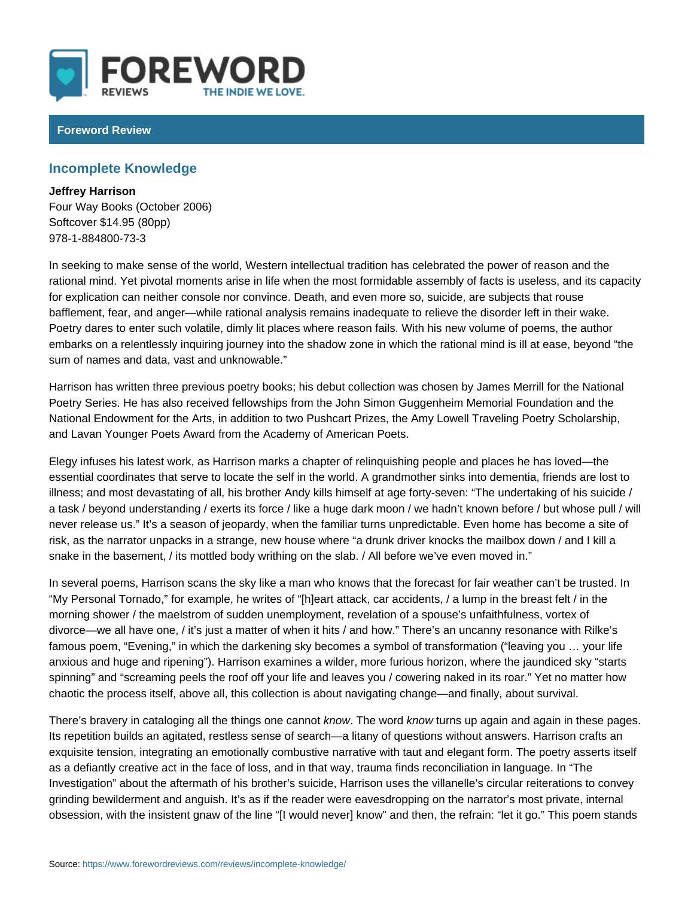Foreword Review

## Incomplete Knowledge

**Jeffrey Harrison**
Four Way Books (October 2006)
Softcover $14.95 (80pp)
978-1-884800-73-3

In seeking to make sense of the world, Western intellectual tradition has celebrated the power of reason and the rational mind. Yet pivotal moments arise in life when the most formidable assembly of facts is useless, and its capacity for explication can neither console nor convince. Death, and even more so, suicide, are subjects that rouse bafflement, fear, and anger—while rational analysis remains inadequate to relieve the disorder left in their wake. Poetry dares to enter such volatile, dimly lit places where reason fails. With his new volume of poems, the author embarks on a relentlessly inquiring journey into the shadow zone in which the rational mind is ill at ease, beyond "the sum of names and data, vast and unknowable."

Harrison has written three previous poetry books; his debut collection was chosen by James Merrill for the National Poetry Series. He has also received fellowships from the John Simon Guggenheim Memorial Foundation and the National Endowment for the Arts, in addition to two Pushcart Prizes, the Amy Lowell Traveling Poetry Scholarship, and Lavan Younger Poets Award from the Academy of American Poets.

Elegy infuses his latest work, as Harrison marks a chapter of relinquishing people and places he has loved—the essential coordinates that serve to locate the self in the world. A grandmother sinks into dementia, friends are lost to illness; and most devastating of all, his brother Andy kills himself at age forty-seven: "The undertaking of his suicide / a task / beyond understanding / exerts its force / like a huge dark moon / we hadn't known before / but whose pull / will never release us." It's a season of jeopardy, when the familiar turns unpredictable. Even home has become a site of risk, as the narrator unpacks in a strange, new house where "a drunk driver knocks the mailbox down / and I kill a snake in the basement, / its mottled body writhing on the slab. / All before we've even moved in."

In several poems, Harrison scans the sky like a man who knows that the forecast for fair weather can't be trusted. In "My Personal Tornado," for example, he writes of "[h]eart attack, car accidents, / a lump in the breast felt / in the morning shower / the maelstrom of sudden unemployment, revelation of a spouse's unfaithfulness, vortex of divorce—we all have one, / it's just a matter of when it hits / and how." There's an uncanny resonance with Rilke's famous poem, "Evening," in which the darkening sky becomes a symbol of transformation ("leaving you … your life anxious and huge and ripening"). Harrison examines a wilder, more furious horizon, where the jaundiced sky "starts spinning" and "screaming peels the roof off your life and leaves you / cowering naked in its roar." Yet no matter how chaotic the process itself, above all, this collection is about navigating change—and finally, about survival.

There's bravery in cataloging all the things one cannot *know*. The word *know* turns up again and again in these pages. Its repetition builds an agitated, restless sense of search—a litany of questions without answers. Harrison crafts an exquisite tension, integrating an emotionally combustive narrative with taut and elegant form. The poetry asserts itself as a defiantly creative act in the face of loss, and in that way, trauma finds reconciliation in language. In "The Investigation" about the aftermath of his brother's suicide, Harrison uses the villanelle's circular reiterations to convey grinding bewilderment and anguish. It's as if the reader were eavesdropping on the narrator's most private, internal obsession, with the insistent gnaw of the line "[I would never] know" and then, the refrain: "let it go." This poem stands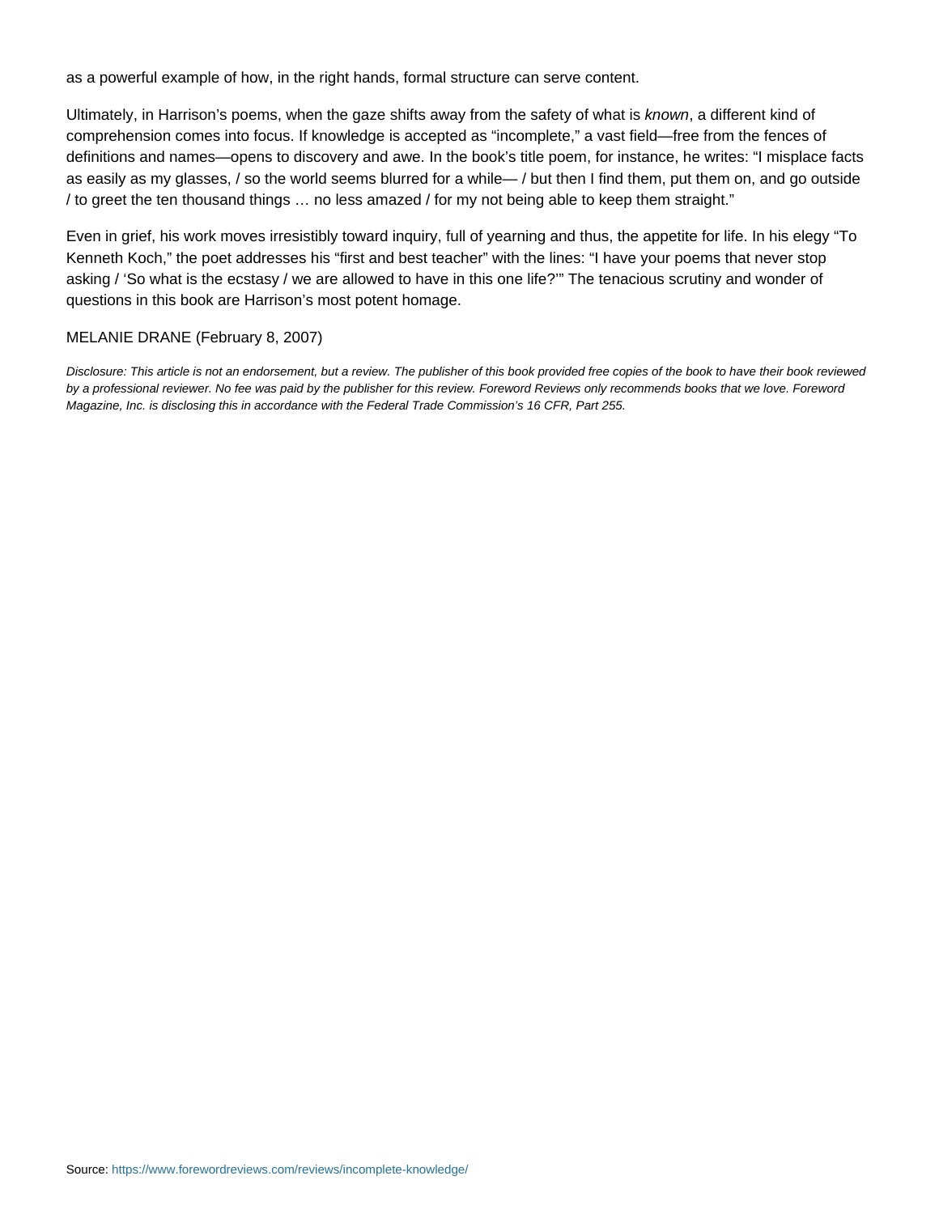as a powerful example of how, in the right hands, formal structure can serve content.

Ultimately, in Harrison's poems, when the gaze shifts away from the safety of what is *known*, a different kind of comprehension comes into focus. If knowledge is accepted as "incomplete," a vast field—free from the fences of definitions and names—opens to discovery and awe. In the book's title poem, for instance, he writes: "I misplace facts as easily as my glasses, / so the world seems blurred for a while— / but then I find them, put them on, and go outside / to greet the ten thousand things … no less amazed / for my not being able to keep them straight."

Even in grief, his work moves irresistibly toward inquiry, full of yearning and thus, the appetite for life. In his elegy "To Kenneth Koch," the poet addresses his "first and best teacher" with the lines: "I have your poems that never stop asking / 'So what is the ecstasy / we are allowed to have in this one life?'" The tenacious scrutiny and wonder of questions in this book are Harrison's most potent homage.

MELANIE DRANE (February 8, 2007)

*Disclosure: This article is not an endorsement, but a review. The publisher of this book provided free copies of the book to have their book reviewed by a professional reviewer. No fee was paid by the publisher for this review. Foreword Reviews only recommends books that we love. Foreword Magazine, Inc. is disclosing this in accordance with the Federal Trade Commission's 16 CFR, Part 255.*

Source: https://www.forewordreviews.com/reviews/incomplete-knowledge/